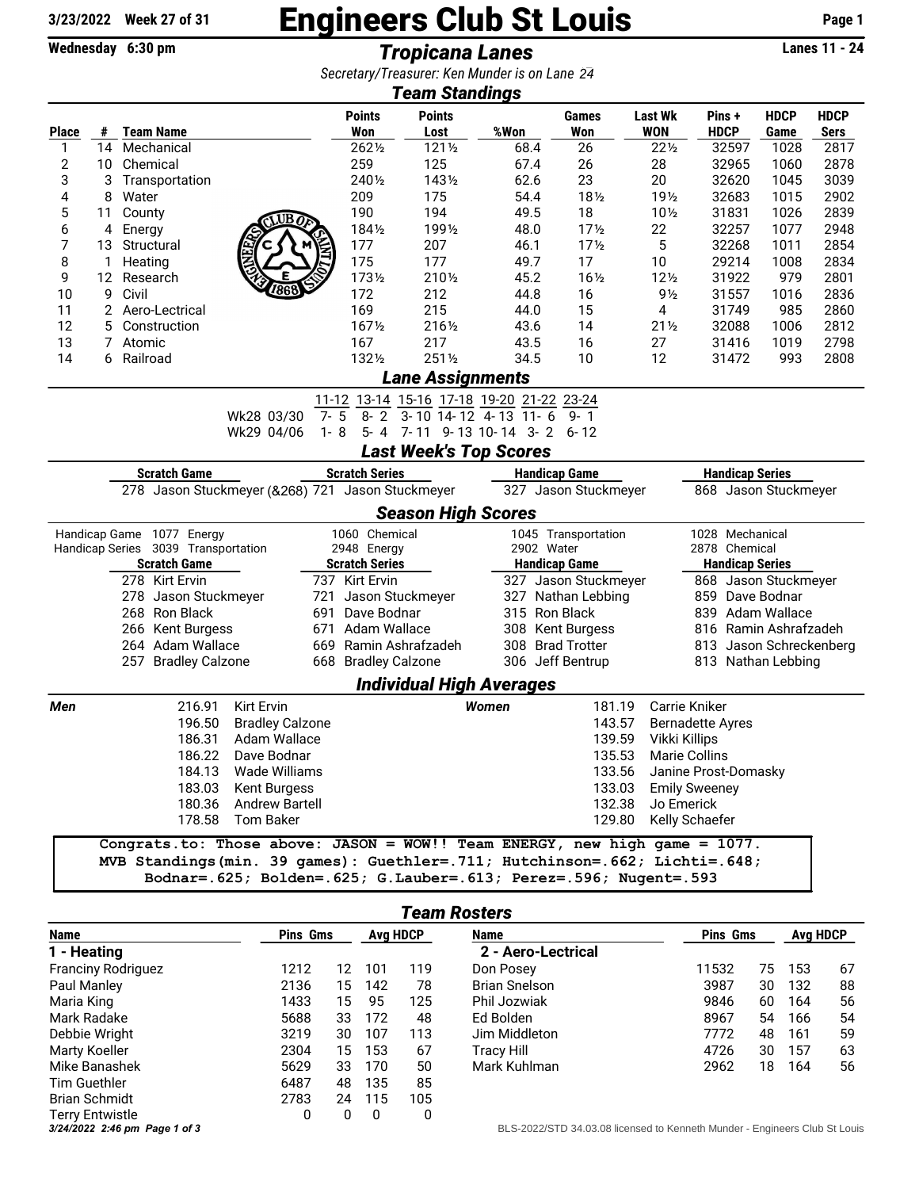**3/23/2022 Week 27 of 31**

# Engineers Club St Louis

**Wednesday 6:30 pm** — ***Tropicana Lanes*** — **Lanes 11 - 24**

*Secretary/Treasurer: Ken Munder is on Lane 24*

## Team Standings

| Place | # | Team Name | Points Won | Points Lost | %Won | Games Won | Last Wk WON | Pins + HDCP | HDCP Game | HDCP Sers |
|---|---|---|---|---|---|---|---|---|---|---|
| 1 | 14 | Mechanical | 262½ | 121½ | 68.4 | 26 | 22½ | 32597 | 1028 | 2817 |
| 2 | 10 | Chemical | 259 | 125 | 67.4 | 26 | 28 | 32965 | 1060 | 2878 |
| 3 | 3 | Transportation | 240½ | 143½ | 62.6 | 23 | 20 | 32620 | 1045 | 3039 |
| 4 | 8 | Water | 209 | 175 | 54.4 | 18½ | 19½ | 32683 | 1015 | 2902 |
| 5 | 11 | County | 190 | 194 | 49.5 | 18 | 10½ | 31831 | 1026 | 2839 |
| 6 | 4 | Energy | 184½ | 199½ | 48.0 | 17½ | 22 | 32257 | 1077 | 2948 |
| 7 | 13 | Structural | 177 | 207 | 46.1 | 17½ | 5 | 32268 | 1011 | 2854 |
| 8 | 1 | Heating | 175 | 177 | 49.7 | 17 | 10 | 29214 | 1008 | 2834 |
| 9 | 12 | Research | 173½ | 210½ | 45.2 | 16½ | 12½ | 31922 | 979 | 2801 |
| 10 | 9 | Civil | 172 | 212 | 44.8 | 16 | 9½ | 31557 | 1016 | 2836 |
| 11 | 2 | Aero-Lectrical | 169 | 215 | 44.0 | 15 | 4 | 31749 | 985 | 2860 |
| 12 | 5 | Construction | 167½ | 216½ | 43.6 | 14 | 21½ | 32088 | 1006 | 2812 |
| 13 | 7 | Atomic | 167 | 217 | 43.5 | 16 | 27 | 31416 | 1019 | 2798 |
| 14 | 6 | Railroad | 132½ | 251½ | 34.5 | 10 | 12 | 31472 | 993 | 2808 |

## Lane Assignments

| | 11-12 | 13-14 | 15-16 | 17-18 | 19-20 | 21-22 | 23-24 |
|---|---|---|---|---|---|---|---|
| Wk28 03/30 | 7- 5 | 8- 2 | 3- 10 | 14- 12 | 4- 13 | 11- 6 | 9- 1 |
| Wk29 04/06 | 1- 8 | 5- 4 | 7- 11 | 9- 13 | 10- 14 | 3- 2 | 6- 12 |

## Last Week's Top Scores

| Scratch Game | Scratch Series | Handicap Game | Handicap Series |
|---|---|---|---|
| 278 Jason Stuckmeyer (&268) | 721 Jason Stuckmeyer | 327 Jason Stuckmeyer | 868 Jason Stuckmeyer |

## Season High Scores

| | | | | |
|---|---|---|---|---|
| Handicap Game | 1077 Energy | 1060 Chemical | 1045 Transportation | 1028 Mechanical |
| Handicap Series | 3039 Transportation | 2948 Energy | 2902 Water | 2878 Chemical |

| Scratch Game | Scratch Series | Handicap Game | Handicap Series |
|---|---|---|---|
| 278 Kirt Ervin | 737 Kirt Ervin | 327 Jason Stuckmeyer | 868 Jason Stuckmeyer |
| 278 Jason Stuckmeyer | 721 Jason Stuckmeyer | 327 Nathan Lebbing | 859 Dave Bodnar |
| 268 Ron Black | 691 Dave Bodnar | 315 Ron Black | 839 Adam Wallace |
| 266 Kent Burgess | 671 Adam Wallace | 308 Kent Burgess | 816 Ramin Ashrafzadeh |
| 264 Adam Wallace | 669 Ramin Ashrafzadeh | 308 Brad Trotter | 813 Jason Schreckenberg |
| 257 Bradley Calzone | 668 Bradley Calzone | 306 Jeff Bentrup | 813 Nathan Lebbing |

## Individual High Averages

| Men | | Women | |
|---|---|---|---|
| 216.91 | Kirt Ervin | 181.19 | Carrie Kniker |
| 196.50 | Bradley Calzone | 143.57 | Bernadette Ayres |
| 186.31 | Adam Wallace | 139.59 | Vikki Killips |
| 186.22 | Dave Bodnar | 135.53 | Marie Collins |
| 184.13 | Wade Williams | 133.56 | Janine Prost-Domasky |
| 183.03 | Kent Burgess | 133.03 | Emily Sweeney |
| 180.36 | Andrew Bartell | 132.38 | Jo Emerick |
| 178.58 | Tom Baker | 129.80 | Kelly Schaefer |

```
Congrats.to: Those above: JASON = WOW!! Team ENERGY, new high game = 1077.
MVB Standings(min. 39 games): Guethler=.711; Hutchinson=.662; Lichti=.648;
Bodnar=.625; Bolden=.625; G.Lauber=.613; Perez=.596; Nugent=.593
```

## Team Rosters

| Name | Pins | Gms | Avg | HDCP |
|---|---|---|---|---|
| **1 - Heating** | | | | |
| Franciny Rodriguez | 1212 | 12 | 101 | 119 |
| Paul Manley | 2136 | 15 | 142 | 78 |
| Maria King | 1433 | 15 | 95 | 125 |
| Mark Radake | 5688 | 33 | 172 | 48 |
| Debbie Wright | 3219 | 30 | 107 | 113 |
| Marty Koeller | 2304 | 15 | 153 | 67 |
| Mike Banashek | 5629 | 33 | 170 | 50 |
| Tim Guethler | 6487 | 48 | 135 | 85 |
| Brian Schmidt | 2783 | 24 | 115 | 105 |
| Terry Entwistle | 0 | 0 | 0 | 0 |

| Name | Pins | Gms | Avg | HDCP |
|---|---|---|---|---|
| **2 - Aero-Lectrical** | | | | |
| Don Posey | 11532 | 75 | 153 | 67 |
| Brian Snelson | 3987 | 30 | 132 | 88 |
| Phil Jozwiak | 9846 | 60 | 164 | 56 |
| Ed Bolden | 8967 | 54 | 166 | 54 |
| Jim Middleton | 7772 | 48 | 161 | 59 |
| Tracy Hill | 4726 | 30 | 157 | 63 |
| Mark Kuhlman | 2962 | 18 | 164 | 56 |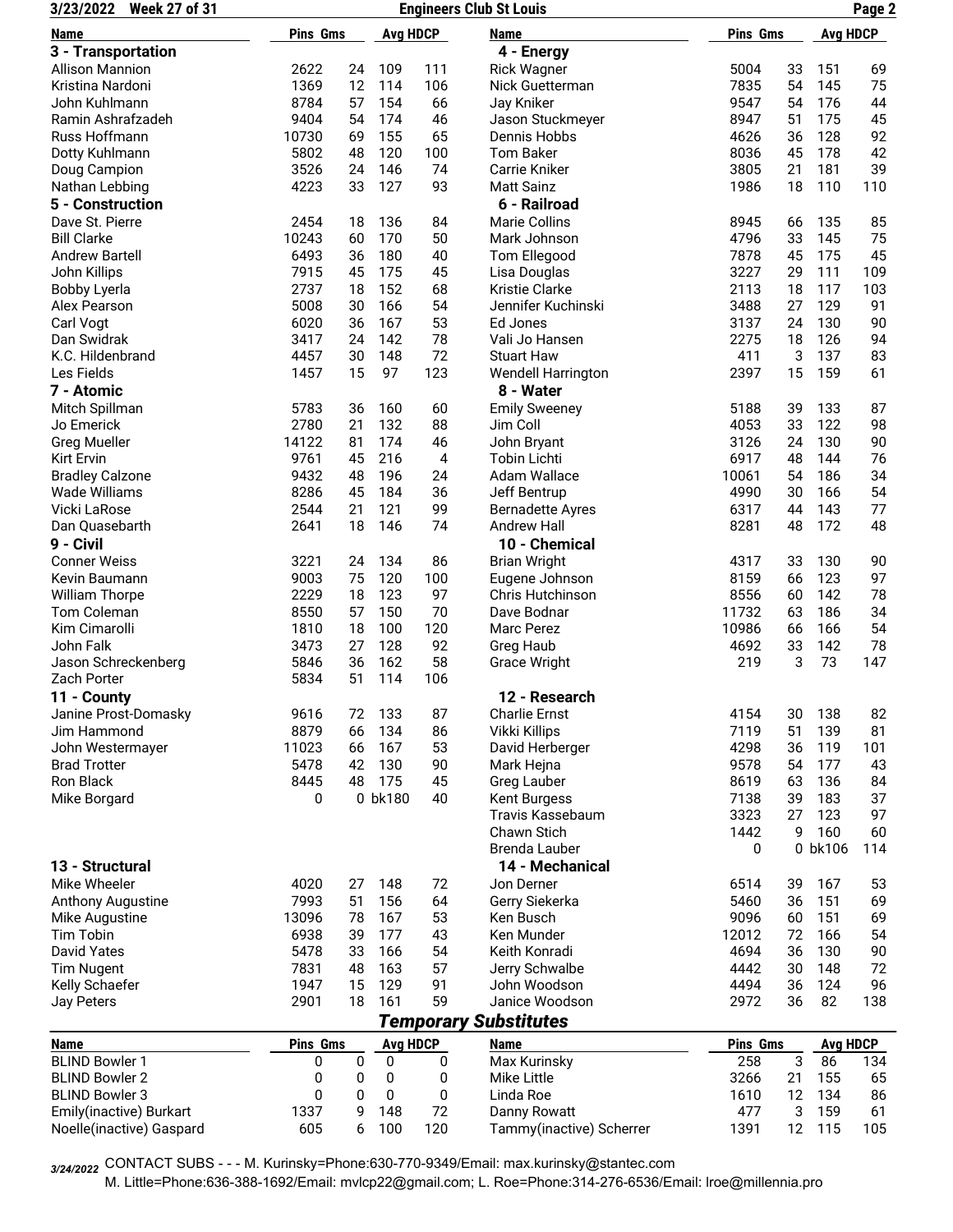| Name | Pins | Gms | Avg | HDCP | Name | Pins | Gms | Avg | HDCP |
|---|---|---|---|---|---|---|---|---|---|
| **3 - Transportation** | | | | | **4 - Energy** | | | | |
| Allison Mannion | 2622 | 24 | 109 | 111 | Rick Wagner | 5004 | 33 | 151 | 69 |
| Kristina Nardoni | 1369 | 12 | 114 | 106 | Nick Guetterman | 7835 | 54 | 145 | 75 |
| John Kuhlmann | 8784 | 57 | 154 | 66 | Jay Kniker | 9547 | 54 | 176 | 44 |
| Ramin Ashrafzadeh | 9404 | 54 | 174 | 46 | Jason Stuckmeyer | 8947 | 51 | 175 | 45 |
| Russ Hoffmann | 10730 | 69 | 155 | 65 | Dennis Hobbs | 4626 | 36 | 128 | 92 |
| Dotty Kuhlmann | 5802 | 48 | 120 | 100 | Tom Baker | 8036 | 45 | 178 | 42 |
| Doug Campion | 3526 | 24 | 146 | 74 | Carrie Kniker | 3805 | 21 | 181 | 39 |
| Nathan Lebbing | 4223 | 33 | 127 | 93 | Matt Sainz | 1986 | 18 | 110 | 110 |
| **5 - Construction** | | | | | **6 - Railroad** | | | | |
| Dave St. Pierre | 2454 | 18 | 136 | 84 | Marie Collins | 8945 | 66 | 135 | 85 |
| Bill Clarke | 10243 | 60 | 170 | 50 | Mark Johnson | 4796 | 33 | 145 | 75 |
| Andrew Bartell | 6493 | 36 | 180 | 40 | Tom Ellegood | 7878 | 45 | 175 | 45 |
| John Killips | 7915 | 45 | 175 | 45 | Lisa Douglas | 3227 | 29 | 111 | 109 |
| Bobby Lyerla | 2737 | 18 | 152 | 68 | Kristie Clarke | 2113 | 18 | 117 | 103 |
| Alex Pearson | 5008 | 30 | 166 | 54 | Jennifer Kuchinski | 3488 | 27 | 129 | 91 |
| Carl Vogt | 6020 | 36 | 167 | 53 | Ed Jones | 3137 | 24 | 130 | 90 |
| Dan Swidrak | 3417 | 24 | 142 | 78 | Vali Jo Hansen | 2275 | 18 | 126 | 94 |
| K.C. Hildenbrand | 4457 | 30 | 148 | 72 | Stuart Haw | 411 | 3 | 137 | 83 |
| Les Fields | 1457 | 15 | 97 | 123 | Wendell Harrington | 2397 | 15 | 159 | 61 |
| **7 - Atomic** | | | | | **8 - Water** | | | | |
| Mitch Spillman | 5783 | 36 | 160 | 60 | Emily Sweeney | 5188 | 39 | 133 | 87 |
| Jo Emerick | 2780 | 21 | 132 | 88 | Jim Coll | 4053 | 33 | 122 | 98 |
| Greg Mueller | 14122 | 81 | 174 | 46 | John Bryant | 3126 | 24 | 130 | 90 |
| Kirt Ervin | 9761 | 45 | 216 | 4 | Tobin Lichti | 6917 | 48 | 144 | 76 |
| Bradley Calzone | 9432 | 48 | 196 | 24 | Adam Wallace | 10061 | 54 | 186 | 34 |
| Wade Williams | 8286 | 45 | 184 | 36 | Jeff Bentrup | 4990 | 30 | 166 | 54 |
| Vicki LaRose | 2544 | 21 | 121 | 99 | Bernadette Ayres | 6317 | 44 | 143 | 77 |
| Dan Quasebarth | 2641 | 18 | 146 | 74 | Andrew Hall | 8281 | 48 | 172 | 48 |
| **9 - Civil** | | | | | **10 - Chemical** | | | | |
| Conner Weiss | 3221 | 24 | 134 | 86 | Brian Wright | 4317 | 33 | 130 | 90 |
| Kevin Baumann | 9003 | 75 | 120 | 100 | Eugene Johnson | 8159 | 66 | 123 | 97 |
| William Thorpe | 2229 | 18 | 123 | 97 | Chris Hutchinson | 8556 | 60 | 142 | 78 |
| Tom Coleman | 8550 | 57 | 150 | 70 | Dave Bodnar | 11732 | 63 | 186 | 34 |
| Kim Cimarolli | 1810 | 18 | 100 | 120 | Marc Perez | 10986 | 66 | 166 | 54 |
| John Falk | 3473 | 27 | 128 | 92 | Greg Haub | 4692 | 33 | 142 | 78 |
| Jason Schreckenberg | 5846 | 36 | 162 | 58 | Grace Wright | 219 | 3 | 73 | 147 |
| Zach Porter | 5834 | 51 | 114 | 106 | | | | | |
| **11 - County** | | | | | **12 - Research** | | | | |
| Janine Prost-Domasky | 9616 | 72 | 133 | 87 | Charlie Ernst | 4154 | 30 | 138 | 82 |
| Jim Hammond | 8879 | 66 | 134 | 86 | Vikki Killips | 7119 | 51 | 139 | 81 |
| John Westermayer | 11023 | 66 | 167 | 53 | David Herberger | 4298 | 36 | 119 | 101 |
| Brad Trotter | 5478 | 42 | 130 | 90 | Mark Hejna | 9578 | 54 | 177 | 43 |
| Ron Black | 8445 | 48 | 175 | 45 | Greg Lauber | 8619 | 63 | 136 | 84 |
| Mike Borgard | 0 | 0 | bk180 | 40 | Kent Burgess | 7138 | 39 | 183 | 37 |
| | | | | | Travis Kassebaum | 3323 | 27 | 123 | 97 |
| | | | | | Chawn Stich | 1442 | 9 | 160 | 60 |
| | | | | | Brenda Lauber | 0 | 0 | bk106 | 114 |
| **13 - Structural** | | | | | **14 - Mechanical** | | | | |
| Mike Wheeler | 4020 | 27 | 148 | 72 | Jon Derner | 6514 | 39 | 167 | 53 |
| Anthony Augustine | 7993 | 51 | 156 | 64 | Gerry Siekerka | 5460 | 36 | 151 | 69 |
| Mike Augustine | 13096 | 78 | 167 | 53 | Ken Busch | 9096 | 60 | 151 | 69 |
| Tim Tobin | 6938 | 39 | 177 | 43 | Ken Munder | 12012 | 72 | 166 | 54 |
| David Yates | 5478 | 33 | 166 | 54 | Keith Konradi | 4694 | 36 | 130 | 90 |
| Tim Nugent | 7831 | 48 | 163 | 57 | Jerry Schwalbe | 4442 | 30 | 148 | 72 |
| Kelly Schaefer | 1947 | 15 | 129 | 91 | John Woodson | 4494 | 36 | 124 | 96 |
| Jay Peters | 2901 | 18 | 161 | 59 | Janice Woodson | 2972 | 36 | 82 | 138 |

## *Temporary Substitutes*

| Name | Pins | Gms | Avg | HDCP | Name | Pins | Gms | Avg | HDCP |
|---|---|---|---|---|---|---|---|---|---|
| BLIND Bowler 1 | 0 | 0 | 0 | 0 | Max Kurinsky | 258 | 3 | 86 | 134 |
| BLIND Bowler 2 | 0 | 0 | 0 | 0 | Mike Little | 3266 | 21 | 155 | 65 |
| BLIND Bowler 3 | 0 | 0 | 0 | 0 | Linda Roe | 1610 | 12 | 134 | 86 |
| Emily(inactive) Burkart | 1337 | 9 | 148 | 72 | Danny Rowatt | 477 | 3 | 159 | 61 |
| Noelle(inactive) Gaspard | 605 | 6 | 100 | 120 | Tammy(inactive) Scherrer | 1391 | 12 | 115 | 105 |

CONTACT SUBS - - - M. Kurinsky=Phone:630-770-9349/Email: max.kurinsky@stantec.com
M. Little=Phone:636-388-1692/Email: mvlcp22@gmail.com; L. Roe=Phone:314-276-6536/Email: lroe@millennia.pro